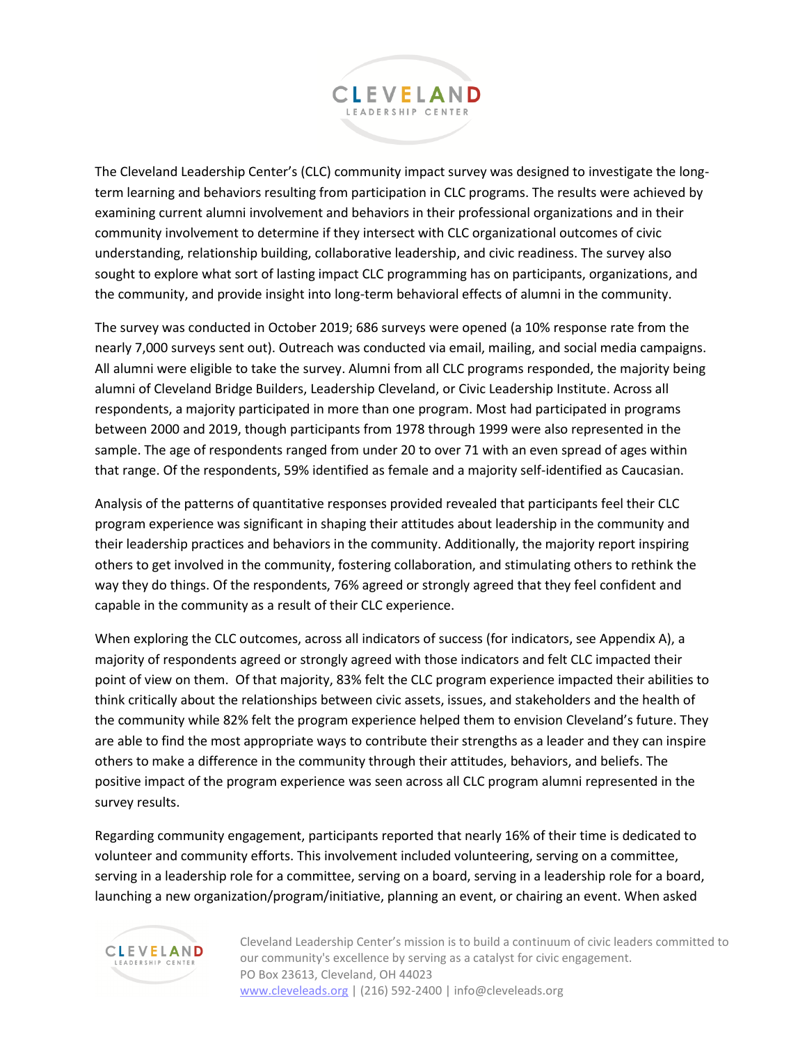The Cleveland Leadership Center's (CLC) community impact survey was designed to investigate the long-term learning and behaviors resulting from participation in CLC programs. The results were achieved by examining current alumni involvement and behaviors in their professional organizations and in their community involvement to determine if they intersect with CLC organizational outcomes of civic understanding, relationship building, collaborative leadership, and civic readiness. The survey also sought to explore what sort of lasting impact CLC programming has on participants, organizations, and the community, and provide insight into long-term behavioral effects of alumni in the community.

The survey was conducted in October 2019; 686 surveys were opened (a 10% response rate from the nearly 7,000 surveys sent out). Outreach was conducted via email, mailing, and social media campaigns. All alumni were eligible to take the survey. Alumni from all CLC programs responded, the majority being alumni of Cleveland Bridge Builders, Leadership Cleveland, or Civic Leadership Institute. Across all respondents, a majority participated in more than one program. Most had participated in programs between 2000 and 2019, though participants from 1978 through 1999 were also represented in the sample. The age of respondents ranged from under 20 to over 71 with an even spread of ages within that range. Of the respondents, 59% identified as female and a majority self-identified as Caucasian.

Analysis of the patterns of quantitative responses provided revealed that participants feel their CLC program experience was significant in shaping their attitudes about leadership in the community and their leadership practices and behaviors in the community. Additionally, the majority report inspiring others to get involved in the community, fostering collaboration, and stimulating others to rethink the way they do things. Of the respondents, 76% agreed or strongly agreed that they feel confident and capable in the community as a result of their CLC experience.

When exploring the CLC outcomes, across all indicators of success (for indicators, see Appendix A), a majority of respondents agreed or strongly agreed with those indicators and felt CLC impacted their point of view on them. Of that majority, 83% felt the CLC program experience impacted their abilities to think critically about the relationships between civic assets, issues, and stakeholders and the health of the community while 82% felt the program experience helped them to envision Cleveland's future. They are able to find the most appropriate ways to contribute their strengths as a leader and they can inspire others to make a difference in the community through their attitudes, behaviors, and beliefs. The positive impact of the program experience was seen across all CLC program alumni represented in the survey results.

Regarding community engagement, participants reported that nearly 16% of their time is dedicated to volunteer and community efforts. This involvement included volunteering, serving on a committee, serving in a leadership role for a committee, serving on a board, serving in a leadership role for a board, launching a new organization/program/initiative, planning an event, or chairing an event. When asked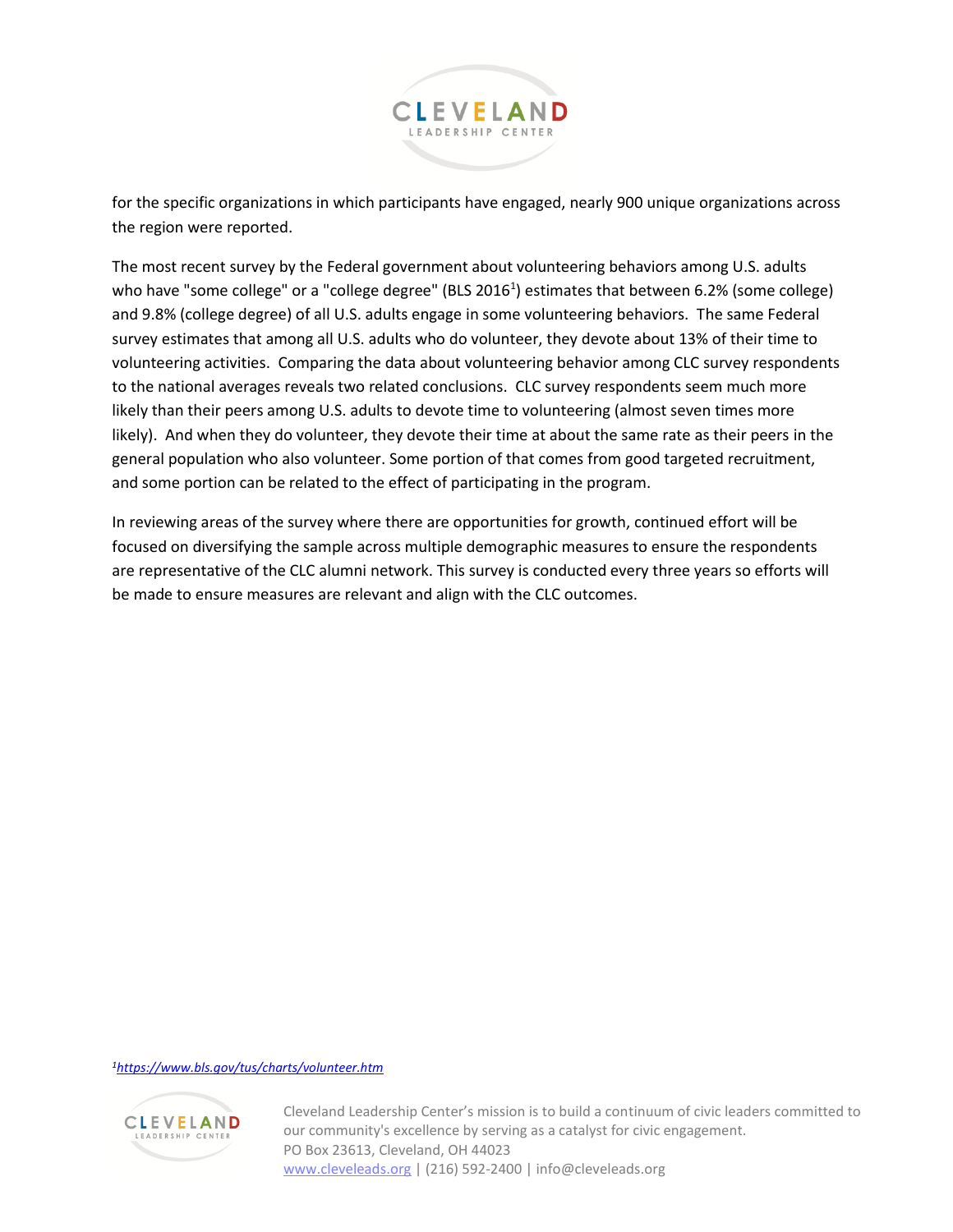for the specific organizations in which participants have engaged, nearly 900 unique organizations across the region were reported.

The most recent survey by the Federal government about volunteering behaviors among U.S. adults who have "some college" or a "college degree" (BLS 2016[1]) estimates that between 6.2% (some college) and 9.8% (college degree) of all U.S. adults engage in some volunteering behaviors. The same Federal survey estimates that among all U.S. adults who do volunteer, they devote about 13% of their time to volunteering activities. Comparing the data about volunteering behavior among CLC survey respondents to the national averages reveals two related conclusions. CLC survey respondents seem much more likely than their peers among U.S. adults to devote time to volunteering (almost seven times more likely). And when they do volunteer, they devote their time at about the same rate as their peers in the general population who also volunteer. Some portion of that comes from good targeted recruitment, and some portion can be related to the effect of participating in the program.

In reviewing areas of the survey where there are opportunities for growth, continued effort will be focused on diversifying the sample across multiple demographic measures to ensure the respondents are representative of the CLC alumni network. This survey is conducted every three years so efforts will be made to ensure measures are relevant and align with the CLC outcomes.

[1] *https://www.bls.gov/tus/charts/volunteer.htm*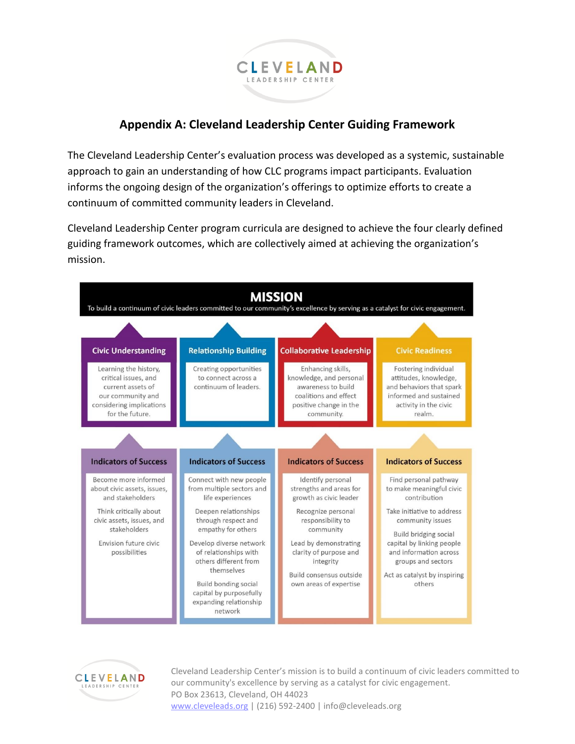# Appendix A: Cleveland Leadership Center Guiding Framework

The Cleveland Leadership Center's evaluation process was developed as a systemic, sustainable approach to gain an understanding of how CLC programs impact participants. Evaluation informs the ongoing design of the organization's offerings to optimize efforts to create a continuum of committed community leaders in Cleveland.

Cleveland Leadership Center program curricula are designed to achieve the four clearly defined guiding framework outcomes, which are collectively aimed at achieving the organization's mission.

## MISSION

To build a continuum of civic leaders committed to our community's excellence by serving as a catalyst for civic engagement.

| Civic Understanding | Relationship Building | Collaborative Leadership | Civic Readiness |
|---|---|---|---|
| Learning the history, critical issues, and current assets of our community and considering implications for the future. | Creating opportunities to connect across a continuum of leaders. | Enhancing skills, knowledge, and personal awareness to build coalitions and effect positive change in the community. | Fostering individual attitudes, knowledge, and behaviors that spark informed and sustained activity in the civic realm. |
| **Indicators of Success** | **Indicators of Success** | **Indicators of Success** | **Indicators of Success** |
| Become more informed about civic assets, issues, and stakeholders | Connect with new people from multiple sectors and life experiences | Identify personal strengths and areas for growth as civic leader | Find personal pathway to make meaningful civic contribution |
| Think critically about civic assets, issues, and stakeholders | Deepen relationships through respect and empathy for others | Recognize personal responsibility to community | Take initiative to address community issues |
| Envision future civic possibilities | Develop diverse network of relationships with others different from themselves | Lead by demonstrating clarity of purpose and integrity | Build bridging social capital by linking people and information across groups and sectors |
| | Build bonding social capital by purposefully expanding relationship network | Build consensus outside own areas of expertise | Act as catalyst by inspiring others |

Cleveland Leadership Center's mission is to build a continuum of civic leaders committed to our community's excellence by serving as a catalyst for civic engagement.
PO Box 23613, Cleveland, OH 44023
www.cleveleads.org | (216) 592-2400 | info@cleveleads.org